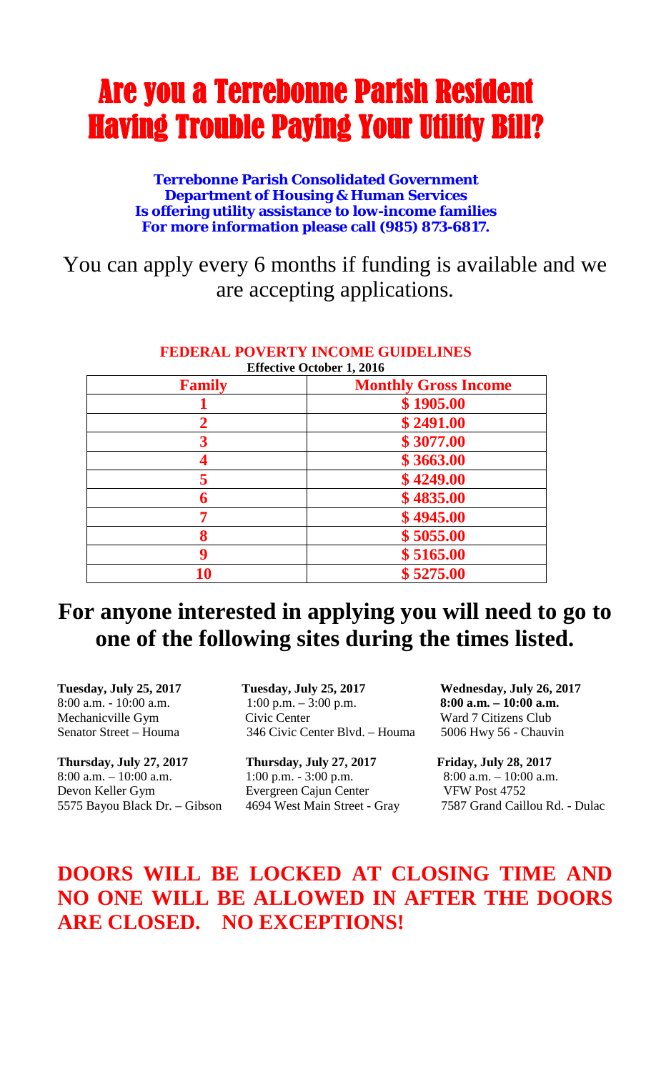# Are you a Terrebonne Parish Resident Having Trouble Paying Your Utility Bill?

**Terrebonne Parish Consolidated Government**
**Department of Housing & Human Services**
**Is offering utility assistance to low-income families**
**For more information please call (985) 873-6817.**

You can apply every 6 months if funding is available and we are accepting applications.

**FEDERAL POVERTY INCOME GUIDELINES**
**Effective October 1, 2016**

| Family | Monthly Gross Income |
|---|---|
| 1 | $ 1905.00 |
| 2 | $ 2491.00 |
| 3 | $ 3077.00 |
| 4 | $ 3663.00 |
| 5 | $ 4249.00 |
| 6 | $ 4835.00 |
| 7 | $ 4945.00 |
| 8 | $ 5055.00 |
| 9 | $ 5165.00 |
| 10 | $ 5275.00 |

## For anyone interested in applying you will need to go to one of the following sites during the times listed.

**Tuesday, July 25, 2017**
8:00 a.m. - 10:00 a.m.
Mechanicville Gym
Senator Street – Houma

**Tuesday, July 25, 2017**
1:00 p.m. – 3:00 p.m.
Civic Center
346 Civic Center Blvd. – Houma

**Wednesday, July 26, 2017**
**8:00 a.m. – 10:00 a.m.**
Ward 7 Citizens Club
5006 Hwy 56 - Chauvin

**Thursday, July 27, 2017**
8:00 a.m. – 10:00 a.m.
Devon Keller Gym
5575 Bayou Black Dr. – Gibson

**Thursday, July 27, 2017**
1:00 p.m. - 3:00 p.m.
Evergreen Cajun Center
4694 West Main Street - Gray

**Friday, July 28, 2017**
8:00 a.m. – 10:00 a.m.
VFW Post 4752
7587 Grand Caillou Rd. - Dulac

**DOORS WILL BE LOCKED AT CLOSING TIME AND NO ONE WILL BE ALLOWED IN AFTER THE DOORS ARE CLOSED. NO EXCEPTIONS!**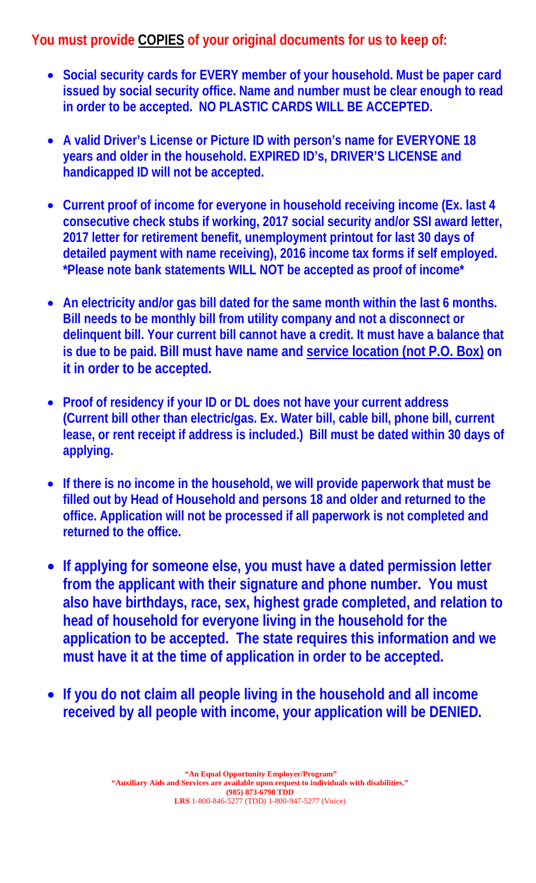**You must provide <u>COPIES</u> of your original documents for us to keep of:**

- **Social security cards for EVERY member of your household. Must be paper card issued by social security office. Name and number must be clear enough to read in order to be accepted. NO PLASTIC CARDS WILL BE ACCEPTED.**
- **A valid Driver's License or Picture ID with person's name for EVERYONE 18 years and older in the household. EXPIRED ID's, DRIVER'S LICENSE and handicapped ID will not be accepted.**
- **Current proof of income for everyone in household receiving income (Ex. last 4 consecutive check stubs if working, 2017 social security and/or SSI award letter, 2017 letter for retirement benefit, unemployment printout for last 30 days of detailed payment with name receiving), 2016 income tax forms if self employed. *Please note bank statements WILL NOT be accepted as proof of income***
- **An electricity and/or gas bill dated for the same month within the last 6 months. Bill needs to be monthly bill from utility company and not a disconnect or delinquent bill. Your current bill cannot have a credit. It must have a balance that is due to be paid. Bill must have name and <u>service location (not P.O. Box)</u> on it in order to be accepted.**
- **Proof of residency if your ID or DL does not have your current address (Current bill other than electric/gas. Ex. Water bill, cable bill, phone bill, current lease, or rent receipt if address is included.) Bill must be dated within 30 days of applying.**
- **If there is no income in the household, we will provide paperwork that must be filled out by Head of Household and persons 18 and older and returned to the office. Application will not be processed if all paperwork is not completed and returned to the office.**
- **If applying for someone else, you must have a dated permission letter from the applicant with their signature and phone number. You must also have birthdays, race, sex, highest grade completed, and relation to head of household for everyone living in the household for the application to be accepted. The state requires this information and we must have it at the time of application in order to be accepted.**
- **If you do not claim all people living in the household and all income received by all people with income, your application will be DENIED.**

**"An Equal Opportunity Employer/Program"**
**"Auxiliary Aids and Services are available upon request to individuals with disabilities."**
**(985) 873-6798 TDD**
**LRS** 1-800-846-5277 (TDD) 1-800-947-5277 (Voice)